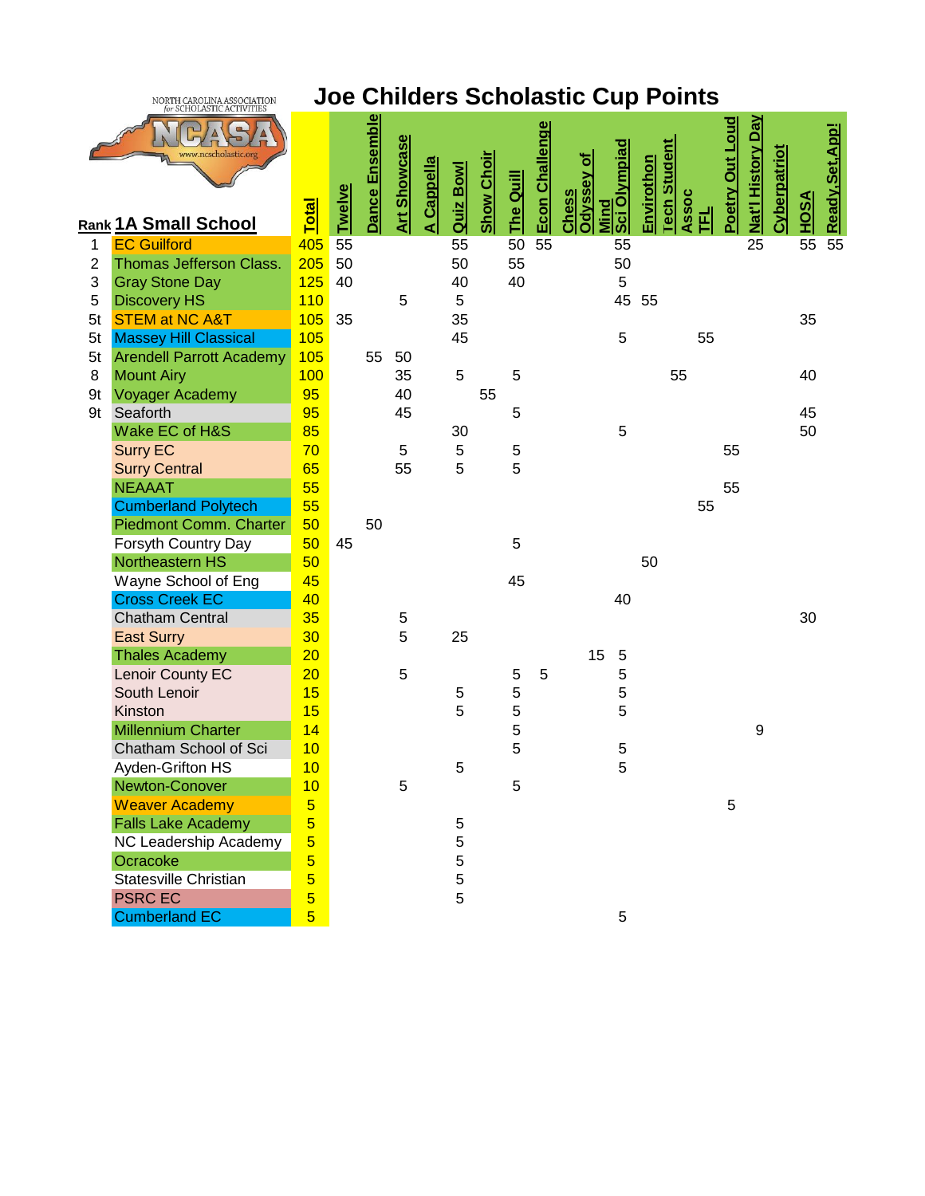# Joe Childers Scholastic Cup Points

## 1A Small School

| Rank | 1A Small School | Total | Twelve | Dance Ensemble | Art Showcase | A Cappella | Quiz Bowl | Show Choir | The Quill | Econ Challenge | Chess | Odyssey of Mind | Sci Olympiad | Envirothon | Tech Student Assoc | TFL | Poetry Out Loud | Nat'l History Day | Cyberpatriot | HOSA | Ready,Set,App! |
|---|---|---|---|---|---|---|---|---|---|---|---|---|---|---|---|---|---|---|---|---|---|
| 1 | EC Guilford | 405 | 55 | | | | 55 | | 50 | 55 | | | 55 | | | | | 25 | | 55 | 55 |
| 2 | Thomas Jefferson Class. | 205 | 50 | | | | 50 | | 55 | | | | 50 | | | | | | | | |
| 3 | Gray Stone Day | 125 | 40 | | | | 40 | | 40 | | | | 5 | | | | | | | | |
| 5 | Discovery HS | 110 | | | 5 | | 5 | | | | | | 45 | 55 | | | | | | | |
| 5t | STEM at NC A&T | 105 | 35 | | | | 35 | | | | | | | | | | | | | 35 | |
| 5t | Massey Hill Classical | 105 | | | | | 45 | | | | | | 5 | | | 55 | | | | | |
| 5t | Arendell Parrott Academy | 105 | | 55 | 50 | | | | | | | | | | | | | | | | |
| 8 | Mount Airy | 100 | | | 35 | | 5 | | 5 | | | | | | 55 | | | | | 40 | |
| 9t | Voyager Academy | 95 | | | 40 | | | 55 | | | | | | | | | | | | | |
| 9t | Seaforth | 95 | | | 45 | | | | 5 | | | | | | | | | | | 45 | |
| | Wake EC of H&S | 85 | | | | | 30 | | | | | | 5 | | | | | | | 50 | |
| | Surry EC | 70 | | | 5 | | 5 | | 5 | | | | | | | | 55 | | | | |
| | Surry Central | 65 | | | 55 | | 5 | | 5 | | | | | | | | | | | | |
| | NEAAAT | 55 | | | | | | | | | | | | | | | 55 | | | | |
| | Cumberland Polytech | 55 | | | | | | | | | | | | | | 55 | | | | | |
| | Piedmont Comm. Charter | 50 | | 50 | | | | | | | | | | | | | | | | | |
| | Forsyth Country Day | 50 | 45 | | | | | | 5 | | | | | | | | | | | | |
| | Northeastern HS | 50 | | | | | | | | | | | | 50 | | | | | | | |
| | Wayne School of Eng | 45 | | | | | | | 45 | | | | | | | | | | | | |
| | Cross Creek EC | 40 | | | | | | | | | | | 40 | | | | | | | | |
| | Chatham Central | 35 | | | 5 | | | | | | | | | | | | | | | 30 | |
| | East Surry | 30 | | | 5 | | 25 | | | | | | | | | | | | | | |
| | Thales Academy | 20 | | | | | | | | | | 15 | 5 | | | | | | | | |
| | Lenoir County EC | 20 | | | 5 | | | | 5 | 5 | | | 5 | | | | | | | | |
| | South Lenoir | 15 | | | | | 5 | | 5 | | | | 5 | | | | | | | | |
| | Kinston | 15 | | | | | 5 | | 5 | | | | 5 | | | | | | | | |
| | Millennium Charter | 14 | | | | | | | 5 | | | | | | | | | 9 | | | |
| | Chatham School of Sci | 10 | | | | | | | 5 | | | | 5 | | | | | | | | |
| | Ayden-Grifton HS | 10 | | | | | 5 | | | | | | 5 | | | | | | | | |
| | Newton-Conover | 10 | | | 5 | | | | 5 | | | | | | | | | | | | |
| | Weaver Academy | 5 | | | | | | | | | | | | | | | 5 | | | | |
| | Falls Lake Academy | 5 | | | | | 5 | | | | | | | | | | | | | | |
| | NC Leadership Academy | 5 | | | | | 5 | | | | | | | | | | | | | | |
| | Ocracoke | 5 | | | | | 5 | | | | | | | | | | | | | | |
| | Statesville Christian | 5 | | | | | 5 | | | | | | | | | | | | | | |
| | PSRC EC | 5 | | | | | 5 | | | | | | | | | | | | | | |
| | Cumberland EC | 5 | | | | | | | | | | | 5 | | | | | | | | |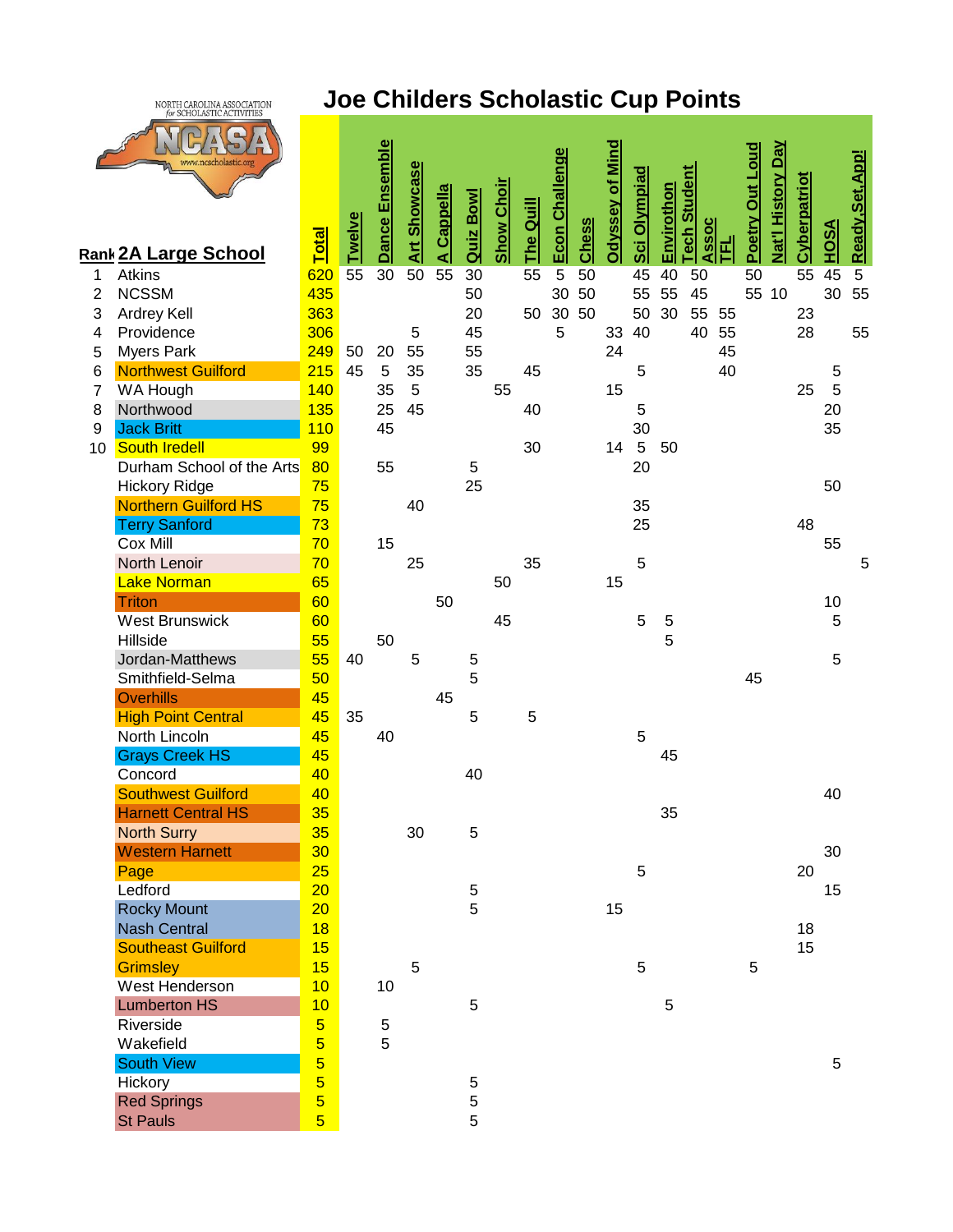# Joe Childers Scholastic Cup Points

NORTH CAROLINA ASSOCIATION for SCHOLASTIC ACTIVITIES — NCASA — www.ncscholastic.org

| Rank | 2A Large School | Total | Twelve | Dance Ensemble | Art Showcase | A Cappella | Quiz Bowl | Show Choir | The Quill | Econ Challenge | Chess | Odyssey of Mind | Sci Olympiad | Envirothon | Tech Student Assoc | TFL | Poetry Out Loud | Nat'l History Day | Cyberpatriot | HOSA | Ready,Set,App! |
|---|---|---|---|---|---|---|---|---|---|---|---|---|---|---|---|---|---|---|---|---|---|
| 1 | Atkins | 620 | 55 | 30 | 50 | 55 | 30 | | 55 | 5 | 50 | | 45 | 40 | 50 | | 50 | | 55 | 45 | 5 |
| 2 | NCSSM | 435 | | | | | 50 | | | 30 | 50 | | 55 | 55 | 45 | | 55 | 10 | | 30 | 55 |
| 3 | Ardrey Kell | 363 | | | | | 20 | | 50 | 30 | 50 | | 50 | 30 | 55 | 55 | | | 23 | | |
| 4 | Providence | 306 | | | 5 | | 45 | | | 5 | | 33 | 40 | | 40 | 55 | | | 28 | | 55 |
| 5 | Myers Park | 249 | 50 | 20 | 55 | | 55 | | | | | 24 | | | | 45 | | | | | |
| 6 | Northwest Guilford | 215 | 45 | 5 | 35 | | 35 | | 45 | | | | 5 | | | 40 | | | | 5 | |
| 7 | WA Hough | 140 | | 35 | 5 | | | 55 | | | | 15 | | | | | | | 25 | 5 | |
| 8 | Northwood | 135 | | 25 | 45 | | | | 40 | | | | 5 | | | | | | | 20 | |
| 9 | Jack Britt | 110 | | 45 | | | | | | | | | 30 | | | | | | | 35 | |
| 10 | South Iredell | 99 | | | | | | | 30 | | | 14 | 5 | 50 | | | | | | | |
| | Durham School of the Arts | 80 | | 55 | | | 5 | | | | | | 20 | | | | | | | | |
| | Hickory Ridge | 75 | | | | | 25 | | | | | | | | | | | | | 50 | |
| | Northern Guilford HS | 75 | | | 40 | | | | | | | | 35 | | | | | | | | |
| | Terry Sanford | 73 | | | | | | | | | | | 25 | | | | | | 48 | | |
| | Cox Mill | 70 | | 15 | | | | | | | | | | | | | | | | 55 | |
| | North Lenoir | 70 | | | 25 | | | | 35 | | | | 5 | | | | | | | | 5 |
| | Lake Norman | 65 | | | | | | 50 | | | | 15 | | | | | | | | | |
| | Triton | 60 | | | | 50 | | | | | | | | | | | | | | 10 | |
| | West Brunswick | 60 | | | | | | 45 | | | | | 5 | 5 | | | | | | 5 | |
| | Hillside | 55 | | 50 | | | | | | | | | | 5 | | | | | | | |
| | Jordan-Matthews | 55 | 40 | | 5 | | 5 | | | | | | | | | | | | | 5 | |
| | Smithfield-Selma | 50 | | | | | 5 | | | | | | | | | | 45 | | | | |
| | Overhills | 45 | | | | 45 | | | | | | | | | | | | | | | |
| | High Point Central | 45 | 35 | | | | 5 | | 5 | | | | | | | | | | | | |
| | North Lincoln | 45 | | 40 | | | | | | | | | 5 | | | | | | | | |
| | Grays Creek HS | 45 | | | | | | | | | | | | 45 | | | | | | | |
| | Concord | 40 | | | | | 40 | | | | | | | | | | | | | | |
| | Southwest Guilford | 40 | | | | | | | | | | | | | | | | | | 40 | |
| | Harnett Central HS | 35 | | | | | | | | | | | | 35 | | | | | | | |
| | North Surry | 35 | | | 30 | | 5 | | | | | | | | | | | | | | |
| | Western Harnett | 30 | | | | | | | | | | | | | | | | | | 30 | |
| | Page | 25 | | | | | | | | | | | 5 | | | | | | 20 | | |
| | Ledford | 20 | | | | | 5 | | | | | | | | | | | | | 15 | |
| | Rocky Mount | 20 | | | | | 5 | | | | | 15 | | | | | | | | | |
| | Nash Central | 18 | | | | | | | | | | | | | | | | | 18 | | |
| | Southeast Guilford | 15 | | | | | | | | | | | | | | | | | 15 | | |
| | Grimsley | 15 | | | 5 | | | | | | | | 5 | | | | 5 | | | | |
| | West Henderson | 10 | | 10 | | | | | | | | | | | | | | | | | |
| | Lumberton HS | 10 | | | | | 5 | | | | | | | 5 | | | | | | | |
| | Riverside | 5 | | 5 | | | | | | | | | | | | | | | | | |
| | Wakefield | 5 | | 5 | | | | | | | | | | | | | | | | | |
| | South View | 5 | | | | | | | | | | | | | | | | | | 5 | |
| | Hickory | 5 | | | | | 5 | | | | | | | | | | | | | | |
| | Red Springs | 5 | | | | | 5 | | | | | | | | | | | | | | |
| | St Pauls | 5 | | | | | 5 | | | | | | | | | | | | | | |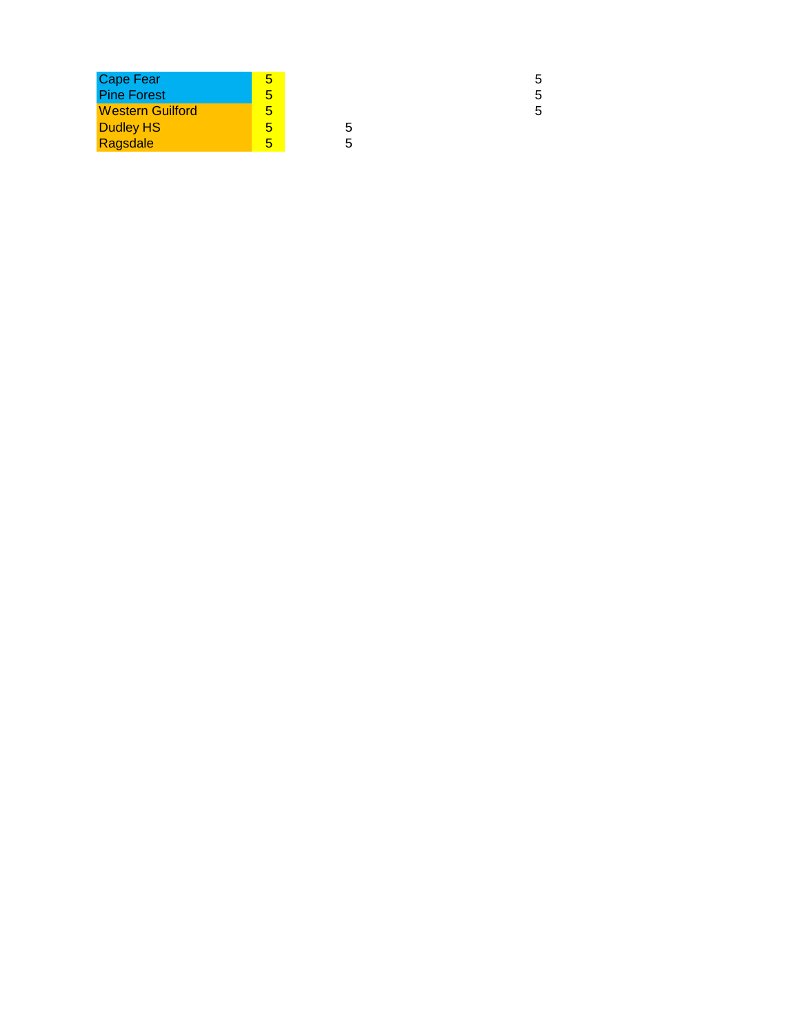| | | | |
|---|---|---|---|
| Cape Fear | 5 | | 5 |
| Pine Forest | 5 | | 5 |
| Western Guilford | 5 | | 5 |
| Dudley HS | 5 | 5 | |
| Ragsdale | 5 | 5 | |